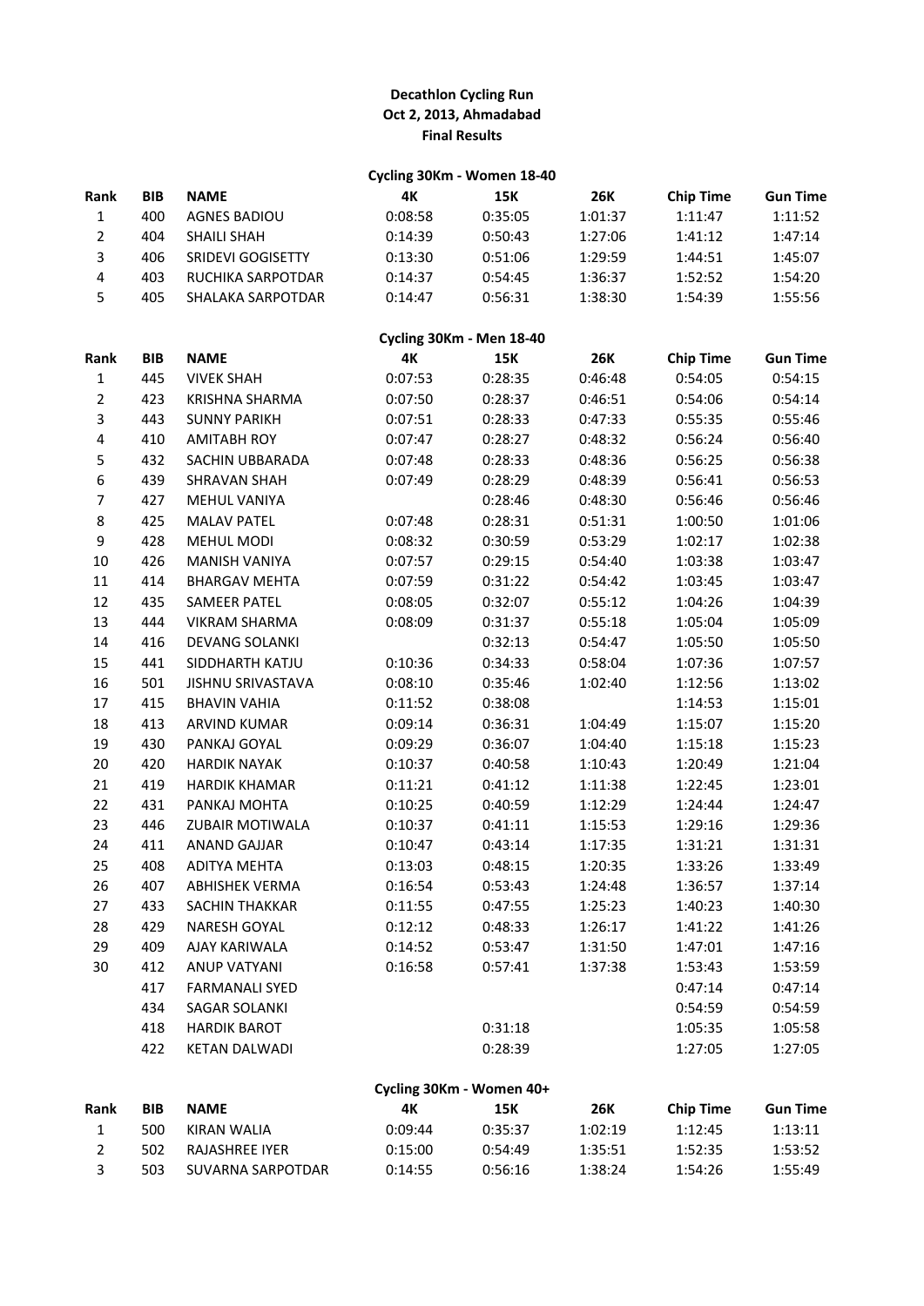**Decathlon Cycling Run**
**Oct 2, 2013, Ahmadabad**
**Final Results**

**Cycling 30Km - Women 18-40**

| Rank | BIB | NAME | 4K | 15K | 26K | Chip Time | Gun Time |
|---|---|---|---|---|---|---|---|
| 1 | 400 | AGNES BADIOU | 0:08:58 | 0:35:05 | 1:01:37 | 1:11:47 | 1:11:52 |
| 2 | 404 | SHAILI SHAH | 0:14:39 | 0:50:43 | 1:27:06 | 1:41:12 | 1:47:14 |
| 3 | 406 | SRIDEVI GOGISETTY | 0:13:30 | 0:51:06 | 1:29:59 | 1:44:51 | 1:45:07 |
| 4 | 403 | RUCHIKA SARPOTDAR | 0:14:37 | 0:54:45 | 1:36:37 | 1:52:52 | 1:54:20 |
| 5 | 405 | SHALAKA SARPOTDAR | 0:14:47 | 0:56:31 | 1:38:30 | 1:54:39 | 1:55:56 |

**Cycling 30Km - Men 18-40**

| Rank | BIB | NAME | 4K | 15K | 26K | Chip Time | Gun Time |
|---|---|---|---|---|---|---|---|
| 1 | 445 | VIVEK SHAH | 0:07:53 | 0:28:35 | 0:46:48 | 0:54:05 | 0:54:15 |
| 2 | 423 | KRISHNA SHARMA | 0:07:50 | 0:28:37 | 0:46:51 | 0:54:06 | 0:54:14 |
| 3 | 443 | SUNNY PARIKH | 0:07:51 | 0:28:33 | 0:47:33 | 0:55:35 | 0:55:46 |
| 4 | 410 | AMITABH ROY | 0:07:47 | 0:28:27 | 0:48:32 | 0:56:24 | 0:56:40 |
| 5 | 432 | SACHIN UBBARADA | 0:07:48 | 0:28:33 | 0:48:36 | 0:56:25 | 0:56:38 |
| 6 | 439 | SHRAVAN SHAH | 0:07:49 | 0:28:29 | 0:48:39 | 0:56:41 | 0:56:53 |
| 7 | 427 | MEHUL VANIYA | | 0:28:46 | 0:48:30 | 0:56:46 | 0:56:46 |
| 8 | 425 | MALAV PATEL | 0:07:48 | 0:28:31 | 0:51:31 | 1:00:50 | 1:01:06 |
| 9 | 428 | MEHUL MODI | 0:08:32 | 0:30:59 | 0:53:29 | 1:02:17 | 1:02:38 |
| 10 | 426 | MANISH VANIYA | 0:07:57 | 0:29:15 | 0:54:40 | 1:03:38 | 1:03:47 |
| 11 | 414 | BHARGAV MEHTA | 0:07:59 | 0:31:22 | 0:54:42 | 1:03:45 | 1:03:47 |
| 12 | 435 | SAMEER PATEL | 0:08:05 | 0:32:07 | 0:55:12 | 1:04:26 | 1:04:39 |
| 13 | 444 | VIKRAM SHARMA | 0:08:09 | 0:31:37 | 0:55:18 | 1:05:04 | 1:05:09 |
| 14 | 416 | DEVANG SOLANKI | | 0:32:13 | 0:54:47 | 1:05:50 | 1:05:50 |
| 15 | 441 | SIDDHARTH KATJU | 0:10:36 | 0:34:33 | 0:58:04 | 1:07:36 | 1:07:57 |
| 16 | 501 | JISHNU SRIVASTAVA | 0:08:10 | 0:35:46 | 1:02:40 | 1:12:56 | 1:13:02 |
| 17 | 415 | BHAVIN VAHIA | 0:11:52 | 0:38:08 | | 1:14:53 | 1:15:01 |
| 18 | 413 | ARVIND KUMAR | 0:09:14 | 0:36:31 | 1:04:49 | 1:15:07 | 1:15:20 |
| 19 | 430 | PANKAJ GOYAL | 0:09:29 | 0:36:07 | 1:04:40 | 1:15:18 | 1:15:23 |
| 20 | 420 | HARDIK NAYAK | 0:10:37 | 0:40:58 | 1:10:43 | 1:20:49 | 1:21:04 |
| 21 | 419 | HARDIK KHAMAR | 0:11:21 | 0:41:12 | 1:11:38 | 1:22:45 | 1:23:01 |
| 22 | 431 | PANKAJ MOHTA | 0:10:25 | 0:40:59 | 1:12:29 | 1:24:44 | 1:24:47 |
| 23 | 446 | ZUBAIR MOTIWALA | 0:10:37 | 0:41:11 | 1:15:53 | 1:29:16 | 1:29:36 |
| 24 | 411 | ANAND GAJJAR | 0:10:47 | 0:43:14 | 1:17:35 | 1:31:21 | 1:31:31 |
| 25 | 408 | ADITYA MEHTA | 0:13:03 | 0:48:15 | 1:20:35 | 1:33:26 | 1:33:49 |
| 26 | 407 | ABHISHEK VERMA | 0:16:54 | 0:53:43 | 1:24:48 | 1:36:57 | 1:37:14 |
| 27 | 433 | SACHIN THAKKAR | 0:11:55 | 0:47:55 | 1:25:23 | 1:40:23 | 1:40:30 |
| 28 | 429 | NARESH GOYAL | 0:12:12 | 0:48:33 | 1:26:17 | 1:41:22 | 1:41:26 |
| 29 | 409 | AJAY KARIWALA | 0:14:52 | 0:53:47 | 1:31:50 | 1:47:01 | 1:47:16 |
| 30 | 412 | ANUP VATYANI | 0:16:58 | 0:57:41 | 1:37:38 | 1:53:43 | 1:53:59 |
| | 417 | FARMANALI SYED | | | | 0:47:14 | 0:47:14 |
| | 434 | SAGAR SOLANKI | | | | 0:54:59 | 0:54:59 |
| | 418 | HARDIK BAROT | | 0:31:18 | | 1:05:35 | 1:05:58 |
| | 422 | KETAN DALWADI | | 0:28:39 | | 1:27:05 | 1:27:05 |

**Cycling 30Km - Women 40+**

| Rank | BIB | NAME | 4K | 15K | 26K | Chip Time | Gun Time |
|---|---|---|---|---|---|---|---|
| 1 | 500 | KIRAN WALIA | 0:09:44 | 0:35:37 | 1:02:19 | 1:12:45 | 1:13:11 |
| 2 | 502 | RAJASHREE IYER | 0:15:00 | 0:54:49 | 1:35:51 | 1:52:35 | 1:53:52 |
| 3 | 503 | SUVARNA SARPOTDAR | 0:14:55 | 0:56:16 | 1:38:24 | 1:54:26 | 1:55:49 |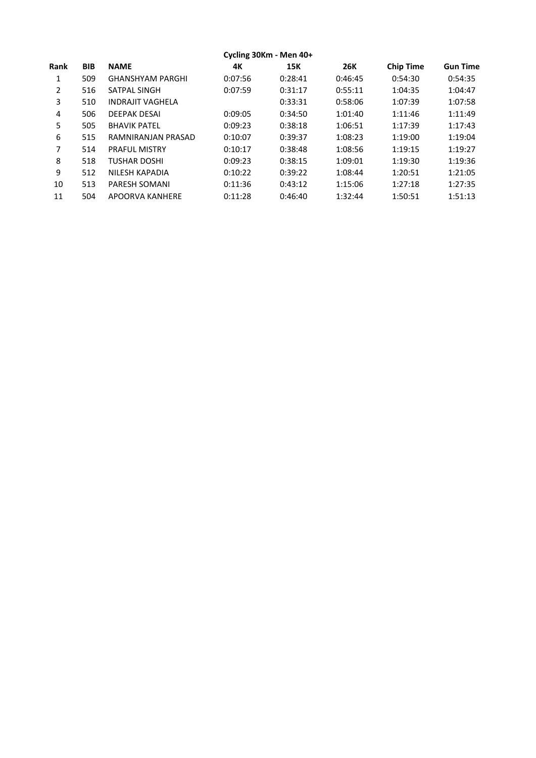## Cycling 30Km - Men 40+

| Rank | BIB | NAME | 4K | 15K | 26K | Chip Time | Gun Time |
|---|---|---|---|---|---|---|---|
| 1 | 509 | GHANSHYAM PARGHI | 0:07:56 | 0:28:41 | 0:46:45 | 0:54:30 | 0:54:35 |
| 2 | 516 | SATPAL SINGH | 0:07:59 | 0:31:17 | 0:55:11 | 1:04:35 | 1:04:47 |
| 3 | 510 | INDRAJIT VAGHELA | | 0:33:31 | 0:58:06 | 1:07:39 | 1:07:58 |
| 4 | 506 | DEEPAK DESAI | 0:09:05 | 0:34:50 | 1:01:40 | 1:11:46 | 1:11:49 |
| 5 | 505 | BHAVIK PATEL | 0:09:23 | 0:38:18 | 1:06:51 | 1:17:39 | 1:17:43 |
| 6 | 515 | RAMNIRANJAN PRASAD | 0:10:07 | 0:39:37 | 1:08:23 | 1:19:00 | 1:19:04 |
| 7 | 514 | PRAFUL MISTRY | 0:10:17 | 0:38:48 | 1:08:56 | 1:19:15 | 1:19:27 |
| 8 | 518 | TUSHAR DOSHI | 0:09:23 | 0:38:15 | 1:09:01 | 1:19:30 | 1:19:36 |
| 9 | 512 | NILESH KAPADIA | 0:10:22 | 0:39:22 | 1:08:44 | 1:20:51 | 1:21:05 |
| 10 | 513 | PARESH SOMANI | 0:11:36 | 0:43:12 | 1:15:06 | 1:27:18 | 1:27:35 |
| 11 | 504 | APOORVA KANHERE | 0:11:28 | 0:46:40 | 1:32:44 | 1:50:51 | 1:51:13 |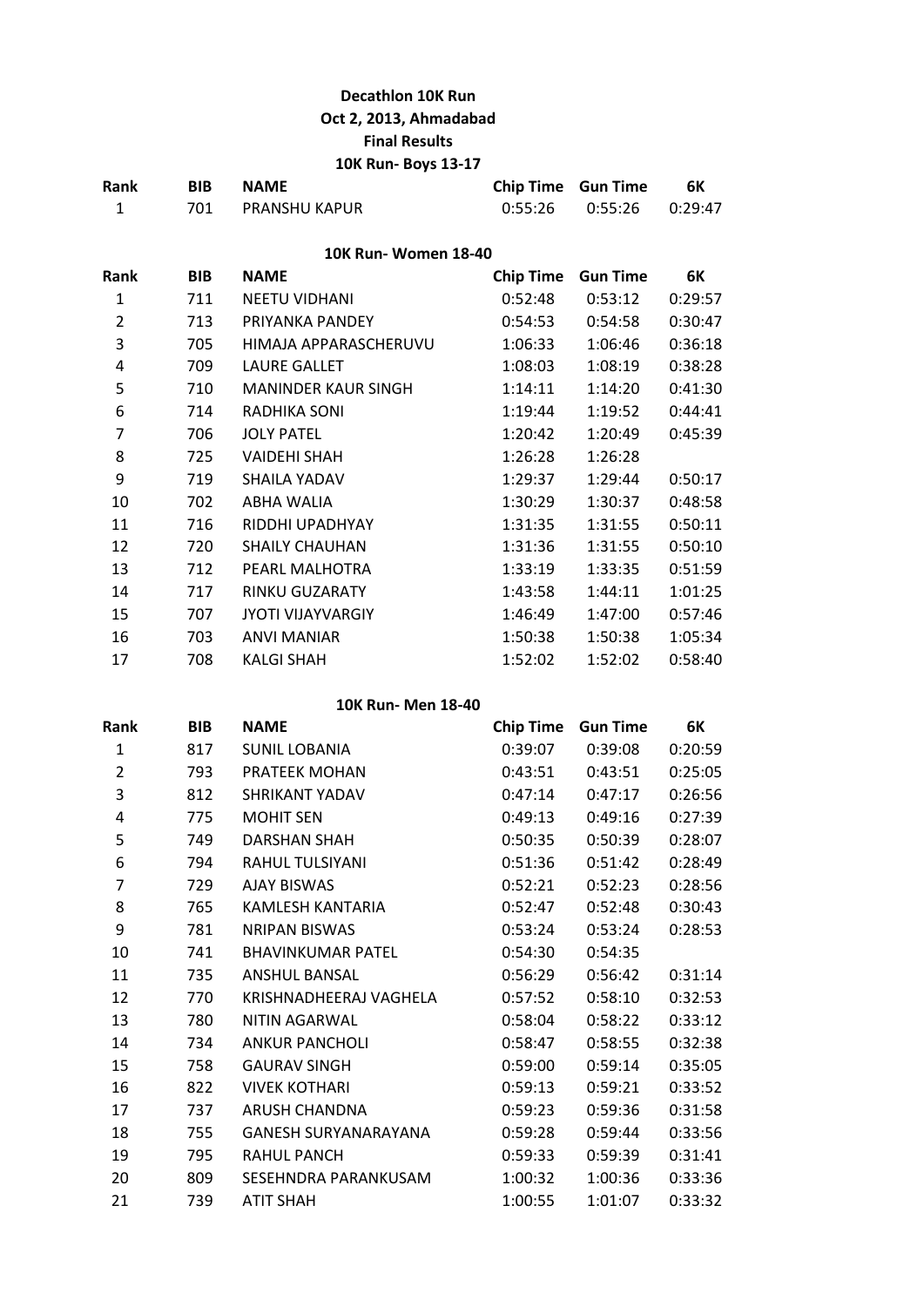**Decathlon 10K Run**

**Oct 2, 2013, Ahmadabad**

**Final Results**

**10K Run- Boys 13-17**

| Rank | BIB | NAME | Chip Time | Gun Time | 6K |
|---|---|---|---|---|---|
| 1 | 701 | PRANSHU KAPUR | 0:55:26 | 0:55:26 | 0:29:47 |

**10K Run- Women 18-40**

| Rank | BIB | NAME | Chip Time | Gun Time | 6K |
|---|---|---|---|---|---|
| 1 | 711 | NEETU VIDHANI | 0:52:48 | 0:53:12 | 0:29:57 |
| 2 | 713 | PRIYANKA PANDEY | 0:54:53 | 0:54:58 | 0:30:47 |
| 3 | 705 | HIMAJA APPARASCHERUVU | 1:06:33 | 1:06:46 | 0:36:18 |
| 4 | 709 | LAURE GALLET | 1:08:03 | 1:08:19 | 0:38:28 |
| 5 | 710 | MANINDER KAUR SINGH | 1:14:11 | 1:14:20 | 0:41:30 |
| 6 | 714 | RADHIKA SONI | 1:19:44 | 1:19:52 | 0:44:41 |
| 7 | 706 | JOLY PATEL | 1:20:42 | 1:20:49 | 0:45:39 |
| 8 | 725 | VAIDEHI SHAH | 1:26:28 | 1:26:28 | |
| 9 | 719 | SHAILA YADAV | 1:29:37 | 1:29:44 | 0:50:17 |
| 10 | 702 | ABHA WALIA | 1:30:29 | 1:30:37 | 0:48:58 |
| 11 | 716 | RIDDHI UPADHYAY | 1:31:35 | 1:31:55 | 0:50:11 |
| 12 | 720 | SHAILY CHAUHAN | 1:31:36 | 1:31:55 | 0:50:10 |
| 13 | 712 | PEARL MALHOTRA | 1:33:19 | 1:33:35 | 0:51:59 |
| 14 | 717 | RINKU GUZARATY | 1:43:58 | 1:44:11 | 1:01:25 |
| 15 | 707 | JYOTI VIJAYVARGIY | 1:46:49 | 1:47:00 | 0:57:46 |
| 16 | 703 | ANVI MANIAR | 1:50:38 | 1:50:38 | 1:05:34 |
| 17 | 708 | KALGI SHAH | 1:52:02 | 1:52:02 | 0:58:40 |

**10K Run- Men 18-40**

| Rank | BIB | NAME | Chip Time | Gun Time | 6K |
|---|---|---|---|---|---|
| 1 | 817 | SUNIL LOBANIA | 0:39:07 | 0:39:08 | 0:20:59 |
| 2 | 793 | PRATEEK MOHAN | 0:43:51 | 0:43:51 | 0:25:05 |
| 3 | 812 | SHRIKANT YADAV | 0:47:14 | 0:47:17 | 0:26:56 |
| 4 | 775 | MOHIT SEN | 0:49:13 | 0:49:16 | 0:27:39 |
| 5 | 749 | DARSHAN SHAH | 0:50:35 | 0:50:39 | 0:28:07 |
| 6 | 794 | RAHUL TULSIYANI | 0:51:36 | 0:51:42 | 0:28:49 |
| 7 | 729 | AJAY BISWAS | 0:52:21 | 0:52:23 | 0:28:56 |
| 8 | 765 | KAMLESH KANTARIA | 0:52:47 | 0:52:48 | 0:30:43 |
| 9 | 781 | NRIPAN BISWAS | 0:53:24 | 0:53:24 | 0:28:53 |
| 10 | 741 | BHAVINKUMAR PATEL | 0:54:30 | 0:54:35 | |
| 11 | 735 | ANSHUL BANSAL | 0:56:29 | 0:56:42 | 0:31:14 |
| 12 | 770 | KRISHNADHEERAJ VAGHELA | 0:57:52 | 0:58:10 | 0:32:53 |
| 13 | 780 | NITIN AGARWAL | 0:58:04 | 0:58:22 | 0:33:12 |
| 14 | 734 | ANKUR PANCHOLI | 0:58:47 | 0:58:55 | 0:32:38 |
| 15 | 758 | GAURAV SINGH | 0:59:00 | 0:59:14 | 0:35:05 |
| 16 | 822 | VIVEK KOTHARI | 0:59:13 | 0:59:21 | 0:33:52 |
| 17 | 737 | ARUSH CHANDNA | 0:59:23 | 0:59:36 | 0:31:58 |
| 18 | 755 | GANESH SURYANARAYANA | 0:59:28 | 0:59:44 | 0:33:56 |
| 19 | 795 | RAHUL PANCH | 0:59:33 | 0:59:39 | 0:31:41 |
| 20 | 809 | SESEHNDRA PARANKUSAM | 1:00:32 | 1:00:36 | 0:33:36 |
| 21 | 739 | ATIT SHAH | 1:00:55 | 1:01:07 | 0:33:32 |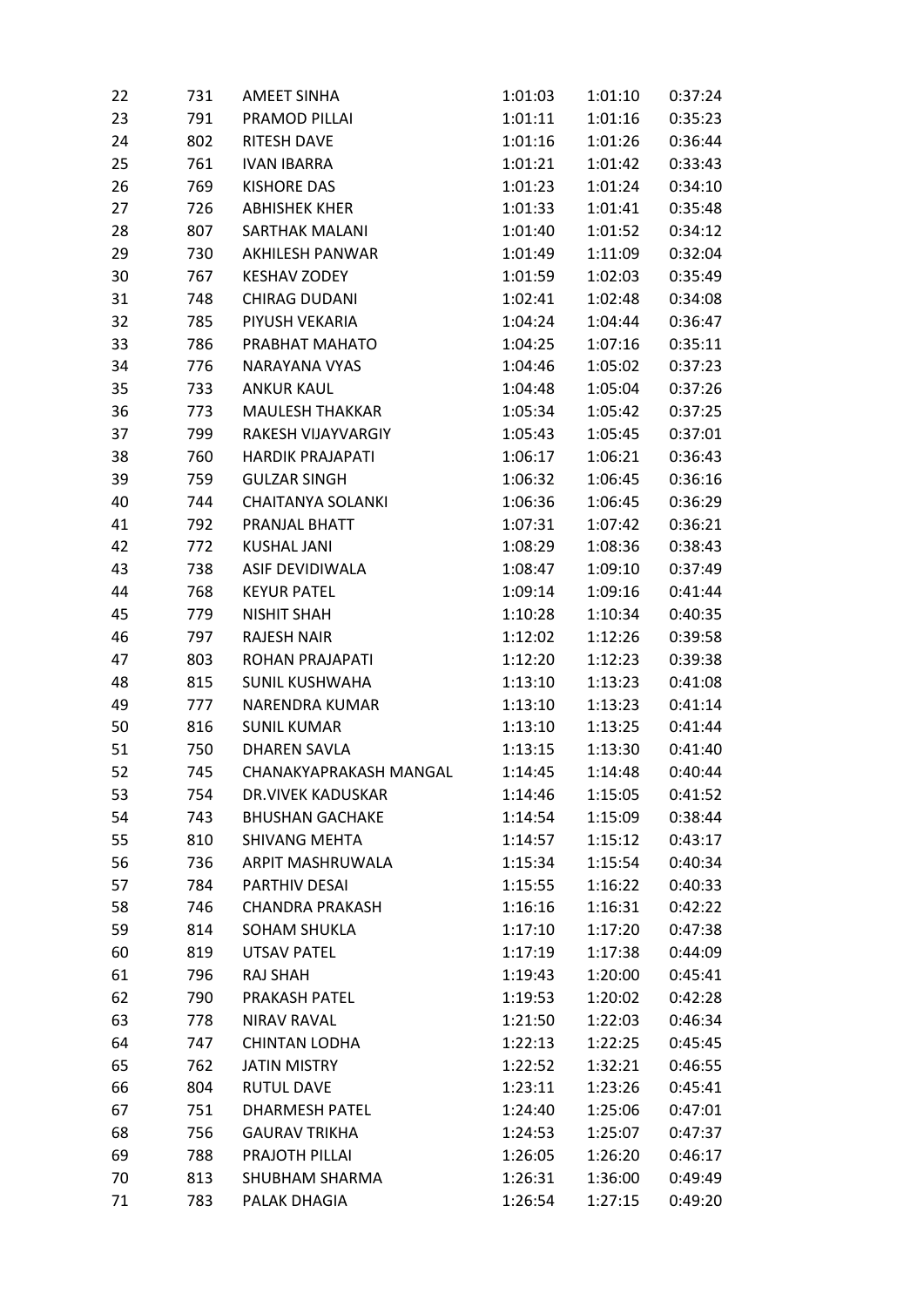| 22 | 731 | AMEET SINHA | 1:01:03 | 1:01:10 | 0:37:24 |
|---|---|---|---|---|---|
| 23 | 791 | PRAMOD PILLAI | 1:01:11 | 1:01:16 | 0:35:23 |
| 24 | 802 | RITESH DAVE | 1:01:16 | 1:01:26 | 0:36:44 |
| 25 | 761 | IVAN IBARRA | 1:01:21 | 1:01:42 | 0:33:43 |
| 26 | 769 | KISHORE DAS | 1:01:23 | 1:01:24 | 0:34:10 |
| 27 | 726 | ABHISHEK KHER | 1:01:33 | 1:01:41 | 0:35:48 |
| 28 | 807 | SARTHAK MALANI | 1:01:40 | 1:01:52 | 0:34:12 |
| 29 | 730 | AKHILESH PANWAR | 1:01:49 | 1:11:09 | 0:32:04 |
| 30 | 767 | KESHAV ZODEY | 1:01:59 | 1:02:03 | 0:35:49 |
| 31 | 748 | CHIRAG DUDANI | 1:02:41 | 1:02:48 | 0:34:08 |
| 32 | 785 | PIYUSH VEKARIA | 1:04:24 | 1:04:44 | 0:36:47 |
| 33 | 786 | PRABHAT MAHATO | 1:04:25 | 1:07:16 | 0:35:11 |
| 34 | 776 | NARAYANA VYAS | 1:04:46 | 1:05:02 | 0:37:23 |
| 35 | 733 | ANKUR KAUL | 1:04:48 | 1:05:04 | 0:37:26 |
| 36 | 773 | MAULESH THAKKAR | 1:05:34 | 1:05:42 | 0:37:25 |
| 37 | 799 | RAKESH VIJAYVARGIY | 1:05:43 | 1:05:45 | 0:37:01 |
| 38 | 760 | HARDIK PRAJAPATI | 1:06:17 | 1:06:21 | 0:36:43 |
| 39 | 759 | GULZAR SINGH | 1:06:32 | 1:06:45 | 0:36:16 |
| 40 | 744 | CHAITANYA SOLANKI | 1:06:36 | 1:06:45 | 0:36:29 |
| 41 | 792 | PRANJAL BHATT | 1:07:31 | 1:07:42 | 0:36:21 |
| 42 | 772 | KUSHAL JANI | 1:08:29 | 1:08:36 | 0:38:43 |
| 43 | 738 | ASIF DEVIDIWALA | 1:08:47 | 1:09:10 | 0:37:49 |
| 44 | 768 | KEYUR PATEL | 1:09:14 | 1:09:16 | 0:41:44 |
| 45 | 779 | NISHIT SHAH | 1:10:28 | 1:10:34 | 0:40:35 |
| 46 | 797 | RAJESH NAIR | 1:12:02 | 1:12:26 | 0:39:58 |
| 47 | 803 | ROHAN PRAJAPATI | 1:12:20 | 1:12:23 | 0:39:38 |
| 48 | 815 | SUNIL KUSHWAHA | 1:13:10 | 1:13:23 | 0:41:08 |
| 49 | 777 | NARENDRA KUMAR | 1:13:10 | 1:13:23 | 0:41:14 |
| 50 | 816 | SUNIL KUMAR | 1:13:10 | 1:13:25 | 0:41:44 |
| 51 | 750 | DHAREN SAVLA | 1:13:15 | 1:13:30 | 0:41:40 |
| 52 | 745 | CHANAKYAPRAKASH MANGAL | 1:14:45 | 1:14:48 | 0:40:44 |
| 53 | 754 | DR.VIVEK KADUSKAR | 1:14:46 | 1:15:05 | 0:41:52 |
| 54 | 743 | BHUSHAN GACHAKE | 1:14:54 | 1:15:09 | 0:38:44 |
| 55 | 810 | SHIVANG MEHTA | 1:14:57 | 1:15:12 | 0:43:17 |
| 56 | 736 | ARPIT MASHRUWALA | 1:15:34 | 1:15:54 | 0:40:34 |
| 57 | 784 | PARTHIV DESAI | 1:15:55 | 1:16:22 | 0:40:33 |
| 58 | 746 | CHANDRA PRAKASH | 1:16:16 | 1:16:31 | 0:42:22 |
| 59 | 814 | SOHAM SHUKLA | 1:17:10 | 1:17:20 | 0:47:38 |
| 60 | 819 | UTSAV PATEL | 1:17:19 | 1:17:38 | 0:44:09 |
| 61 | 796 | RAJ SHAH | 1:19:43 | 1:20:00 | 0:45:41 |
| 62 | 790 | PRAKASH PATEL | 1:19:53 | 1:20:02 | 0:42:28 |
| 63 | 778 | NIRAV RAVAL | 1:21:50 | 1:22:03 | 0:46:34 |
| 64 | 747 | CHINTAN LODHA | 1:22:13 | 1:22:25 | 0:45:45 |
| 65 | 762 | JATIN MISTRY | 1:22:52 | 1:32:21 | 0:46:55 |
| 66 | 804 | RUTUL DAVE | 1:23:11 | 1:23:26 | 0:45:41 |
| 67 | 751 | DHARMESH PATEL | 1:24:40 | 1:25:06 | 0:47:01 |
| 68 | 756 | GAURAV TRIKHA | 1:24:53 | 1:25:07 | 0:47:37 |
| 69 | 788 | PRAJOTH PILLAI | 1:26:05 | 1:26:20 | 0:46:17 |
| 70 | 813 | SHUBHAM SHARMA | 1:26:31 | 1:36:00 | 0:49:49 |
| 71 | 783 | PALAK DHAGIA | 1:26:54 | 1:27:15 | 0:49:20 |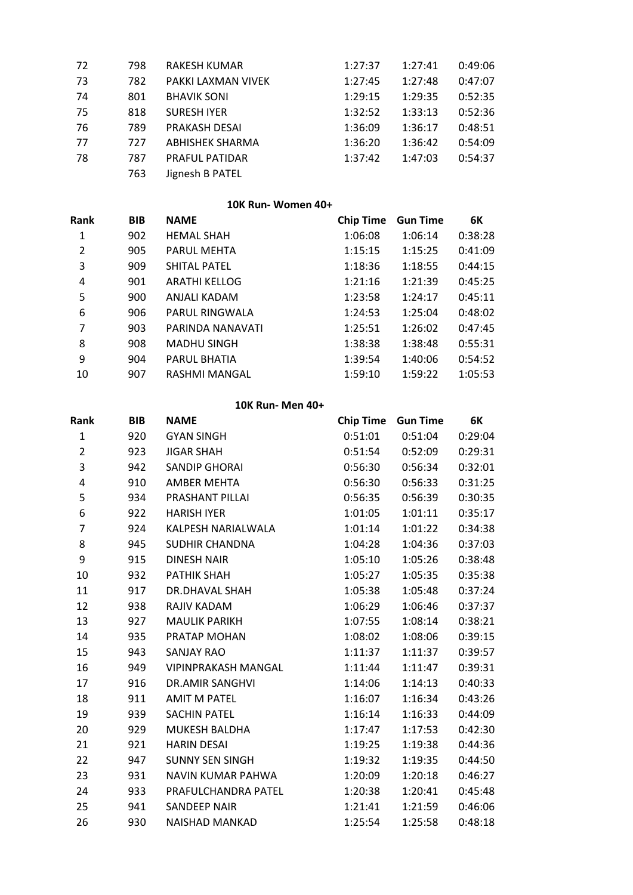| Rank | BIB | NAME | Chip Time | Gun Time | 6K |
|---|---|---|---|---|---|
| 72 | 798 | RAKESH KUMAR | 1:27:37 | 1:27:41 | 0:49:06 |
| 73 | 782 | PAKKI LAXMAN VIVEK | 1:27:45 | 1:27:48 | 0:47:07 |
| 74 | 801 | BHAVIK SONI | 1:29:15 | 1:29:35 | 0:52:35 |
| 75 | 818 | SURESH IYER | 1:32:52 | 1:33:13 | 0:52:36 |
| 76 | 789 | PRAKASH DESAI | 1:36:09 | 1:36:17 | 0:48:51 |
| 77 | 727 | ABHISHEK SHARMA | 1:36:20 | 1:36:42 | 0:54:09 |
| 78 | 787 | PRAFUL PATIDAR | 1:37:42 | 1:47:03 | 0:54:37 |
| | 763 | Jignesh B PATEL | | | |

**10K Run- Women 40+**

| Rank | BIB | NAME | Chip Time | Gun Time | 6K |
|---|---|---|---|---|---|
| 1 | 902 | HEMAL SHAH | 1:06:08 | 1:06:14 | 0:38:28 |
| 2 | 905 | PARUL MEHTA | 1:15:15 | 1:15:25 | 0:41:09 |
| 3 | 909 | SHITAL PATEL | 1:18:36 | 1:18:55 | 0:44:15 |
| 4 | 901 | ARATHI KELLOG | 1:21:16 | 1:21:39 | 0:45:25 |
| 5 | 900 | ANJALI KADAM | 1:23:58 | 1:24:17 | 0:45:11 |
| 6 | 906 | PARUL RINGWALA | 1:24:53 | 1:25:04 | 0:48:02 |
| 7 | 903 | PARINDA NANAVATI | 1:25:51 | 1:26:02 | 0:47:45 |
| 8 | 908 | MADHU SINGH | 1:38:38 | 1:38:48 | 0:55:31 |
| 9 | 904 | PARUL BHATIA | 1:39:54 | 1:40:06 | 0:54:52 |
| 10 | 907 | RASHMI MANGAL | 1:59:10 | 1:59:22 | 1:05:53 |

**10K Run- Men 40+**

| Rank | BIB | NAME | Chip Time | Gun Time | 6K |
|---|---|---|---|---|---|
| 1 | 920 | GYAN SINGH | 0:51:01 | 0:51:04 | 0:29:04 |
| 2 | 923 | JIGAR SHAH | 0:51:54 | 0:52:09 | 0:29:31 |
| 3 | 942 | SANDIP GHORAI | 0:56:30 | 0:56:34 | 0:32:01 |
| 4 | 910 | AMBER MEHTA | 0:56:30 | 0:56:33 | 0:31:25 |
| 5 | 934 | PRASHANT PILLAI | 0:56:35 | 0:56:39 | 0:30:35 |
| 6 | 922 | HARISH IYER | 1:01:05 | 1:01:11 | 0:35:17 |
| 7 | 924 | KALPESH NARIALWALA | 1:01:14 | 1:01:22 | 0:34:38 |
| 8 | 945 | SUDHIR CHANDNA | 1:04:28 | 1:04:36 | 0:37:03 |
| 9 | 915 | DINESH NAIR | 1:05:10 | 1:05:26 | 0:38:48 |
| 10 | 932 | PATHIK SHAH | 1:05:27 | 1:05:35 | 0:35:38 |
| 11 | 917 | DR.DHAVAL SHAH | 1:05:38 | 1:05:48 | 0:37:24 |
| 12 | 938 | RAJIV KADAM | 1:06:29 | 1:06:46 | 0:37:37 |
| 13 | 927 | MAULIK PARIKH | 1:07:55 | 1:08:14 | 0:38:21 |
| 14 | 935 | PRATAP MOHAN | 1:08:02 | 1:08:06 | 0:39:15 |
| 15 | 943 | SANJAY RAO | 1:11:37 | 1:11:37 | 0:39:57 |
| 16 | 949 | VIPINPRAKASH MANGAL | 1:11:44 | 1:11:47 | 0:39:31 |
| 17 | 916 | DR.AMIR SANGHVI | 1:14:06 | 1:14:13 | 0:40:33 |
| 18 | 911 | AMIT M PATEL | 1:16:07 | 1:16:34 | 0:43:26 |
| 19 | 939 | SACHIN PATEL | 1:16:14 | 1:16:33 | 0:44:09 |
| 20 | 929 | MUKESH BALDHA | 1:17:47 | 1:17:53 | 0:42:30 |
| 21 | 921 | HARIN DESAI | 1:19:25 | 1:19:38 | 0:44:36 |
| 22 | 947 | SUNNY SEN SINGH | 1:19:32 | 1:19:35 | 0:44:50 |
| 23 | 931 | NAVIN KUMAR PAHWA | 1:20:09 | 1:20:18 | 0:46:27 |
| 24 | 933 | PRAFULCHANDRA PATEL | 1:20:38 | 1:20:41 | 0:45:48 |
| 25 | 941 | SANDEEP NAIR | 1:21:41 | 1:21:59 | 0:46:06 |
| 26 | 930 | NAISHAD MANKAD | 1:25:54 | 1:25:58 | 0:48:18 |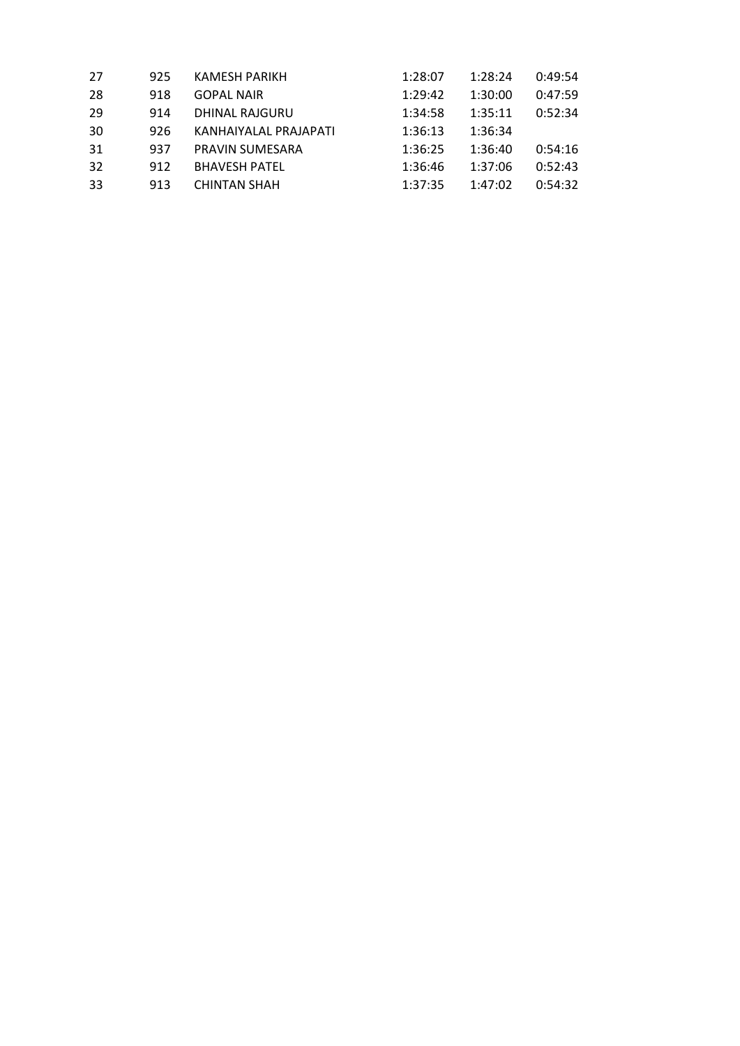| | | | | | |
|---|---|---|---|---|---|
| 27 | 925 | KAMESH PARIKH | 1:28:07 | 1:28:24 | 0:49:54 |
| 28 | 918 | GOPAL NAIR | 1:29:42 | 1:30:00 | 0:47:59 |
| 29 | 914 | DHINAL RAJGURU | 1:34:58 | 1:35:11 | 0:52:34 |
| 30 | 926 | KANHAIYALAL PRAJAPATI | 1:36:13 | 1:36:34 | |
| 31 | 937 | PRAVIN SUMESARA | 1:36:25 | 1:36:40 | 0:54:16 |
| 32 | 912 | BHAVESH PATEL | 1:36:46 | 1:37:06 | 0:52:43 |
| 33 | 913 | CHINTAN SHAH | 1:37:35 | 1:47:02 | 0:54:32 |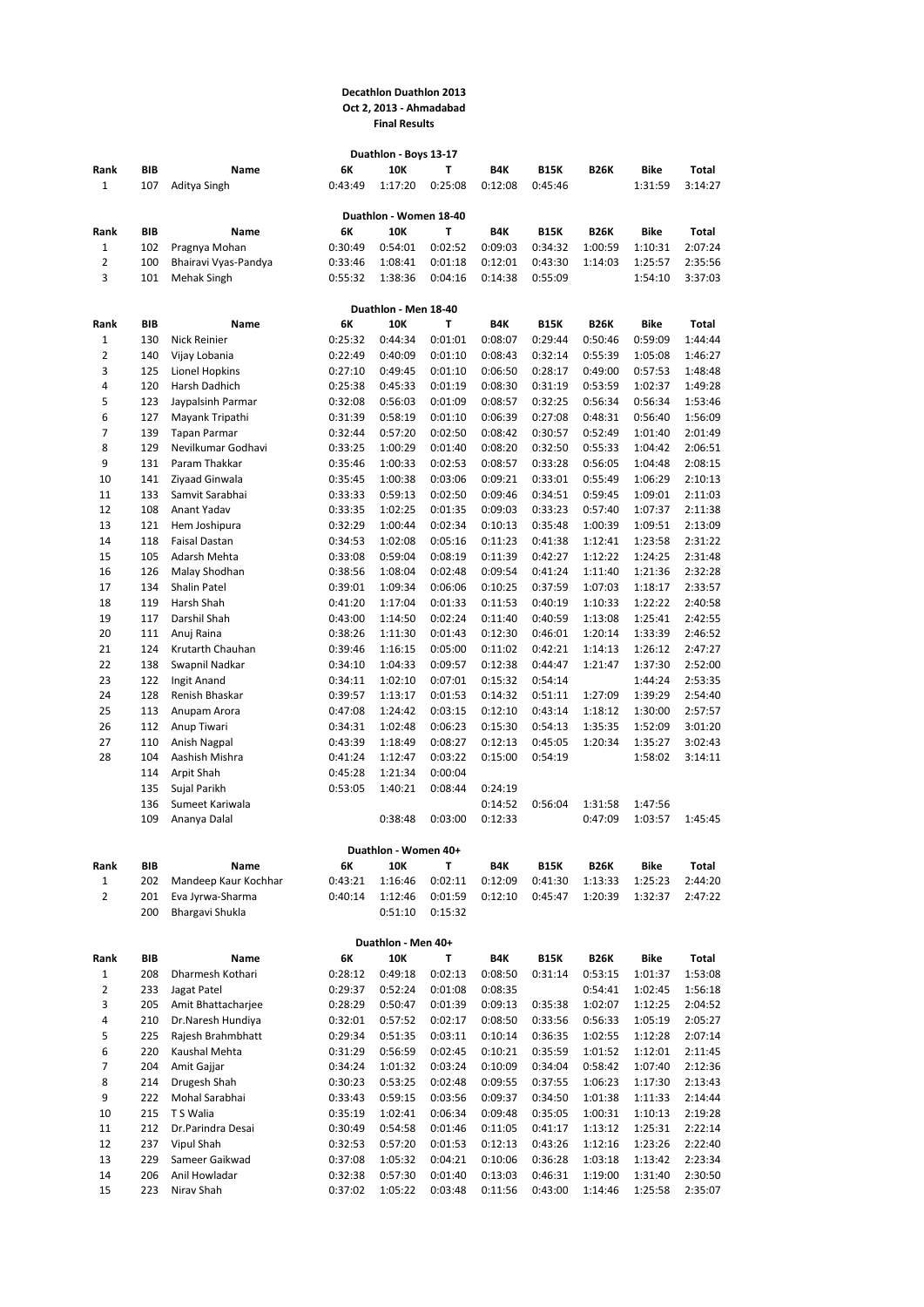**Decathlon Duathlon 2013**
**Oct 2, 2013 - Ahmadabad**
**Final Results**

**Duathlon - Boys 13-17**

| Rank | BIB | Name | 6K | 10K | T | B4K | B15K | B26K | Bike | Total |
|---|---|---|---|---|---|---|---|---|---|---|
| 1 | 107 | Aditya Singh | 0:43:49 | 1:17:20 | 0:25:08 | 0:12:08 | 0:45:46 | | 1:31:59 | 3:14:27 |

**Duathlon - Women 18-40**

| Rank | BIB | Name | 6K | 10K | T | B4K | B15K | B26K | Bike | Total |
|---|---|---|---|---|---|---|---|---|---|---|
| 1 | 102 | Pragnya Mohan | 0:30:49 | 0:54:01 | 0:02:52 | 0:09:03 | 0:34:32 | 1:00:59 | 1:10:31 | 2:07:24 |
| 2 | 100 | Bhairavi Vyas-Pandya | 0:33:46 | 1:08:41 | 0:01:18 | 0:12:01 | 0:43:30 | 1:14:03 | 1:25:57 | 2:35:56 |
| 3 | 101 | Mehak Singh | 0:55:32 | 1:38:36 | 0:04:16 | 0:14:38 | 0:55:09 | | 1:54:10 | 3:37:03 |

**Duathlon - Men 18-40**

| Rank | BIB | Name | 6K | 10K | T | B4K | B15K | B26K | Bike | Total |
|---|---|---|---|---|---|---|---|---|---|---|
| 1 | 130 | Nick Reinier | 0:25:32 | 0:44:34 | 0:01:01 | 0:08:07 | 0:29:44 | 0:50:46 | 0:59:09 | 1:44:44 |
| 2 | 140 | Vijay Lobania | 0:22:49 | 0:40:09 | 0:01:10 | 0:08:43 | 0:32:14 | 0:55:39 | 1:05:08 | 1:46:27 |
| 3 | 125 | Lionel Hopkins | 0:27:10 | 0:49:45 | 0:01:10 | 0:06:50 | 0:28:17 | 0:49:00 | 0:57:53 | 1:48:48 |
| 4 | 120 | Harsh Dadhich | 0:25:38 | 0:45:33 | 0:01:19 | 0:08:30 | 0:31:19 | 0:53:59 | 1:02:37 | 1:49:28 |
| 5 | 123 | Jaypalsinh Parmar | 0:32:08 | 0:56:03 | 0:01:09 | 0:08:57 | 0:32:25 | 0:56:34 | 0:56:34 | 1:53:46 |
| 6 | 127 | Mayank Tripathi | 0:31:39 | 0:58:19 | 0:01:10 | 0:06:39 | 0:27:08 | 0:48:31 | 0:56:40 | 1:56:09 |
| 7 | 139 | Tapan Parmar | 0:32:44 | 0:57:20 | 0:02:50 | 0:08:42 | 0:30:57 | 0:52:49 | 1:01:40 | 2:01:49 |
| 8 | 129 | Nevilkumar Godhavi | 0:33:25 | 1:00:29 | 0:01:40 | 0:08:20 | 0:32:50 | 0:55:33 | 1:04:42 | 2:06:51 |
| 9 | 131 | Param Thakkar | 0:35:46 | 1:00:33 | 0:02:53 | 0:08:57 | 0:33:28 | 0:56:05 | 1:04:48 | 2:08:15 |
| 10 | 141 | Ziyaad Ginwala | 0:35:45 | 1:00:38 | 0:03:06 | 0:09:21 | 0:33:01 | 0:55:49 | 1:06:29 | 2:10:13 |
| 11 | 133 | Samvit Sarabhai | 0:33:33 | 0:59:13 | 0:02:50 | 0:09:46 | 0:34:51 | 0:59:45 | 1:09:01 | 2:11:03 |
| 12 | 108 | Anant Yadav | 0:33:35 | 1:02:25 | 0:01:35 | 0:09:03 | 0:33:23 | 0:57:40 | 1:07:37 | 2:11:38 |
| 13 | 121 | Hem Joshipura | 0:32:29 | 1:00:44 | 0:02:34 | 0:10:13 | 0:35:48 | 1:00:39 | 1:09:51 | 2:13:09 |
| 14 | 118 | Faisal Dastan | 0:34:53 | 1:02:08 | 0:05:16 | 0:11:23 | 0:41:38 | 1:12:41 | 1:23:58 | 2:31:22 |
| 15 | 105 | Adarsh Mehta | 0:33:08 | 0:59:04 | 0:08:19 | 0:11:39 | 0:42:27 | 1:12:22 | 1:24:25 | 2:31:48 |
| 16 | 126 | Malay Shodhan | 0:38:56 | 1:08:04 | 0:02:48 | 0:09:54 | 0:41:24 | 1:11:40 | 1:21:36 | 2:32:28 |
| 17 | 134 | Shalin Patel | 0:39:01 | 1:09:34 | 0:06:06 | 0:10:25 | 0:37:59 | 1:07:03 | 1:18:17 | 2:33:57 |
| 18 | 119 | Harsh Shah | 0:41:20 | 1:17:04 | 0:01:33 | 0:11:53 | 0:40:19 | 1:10:33 | 1:22:22 | 2:40:58 |
| 19 | 117 | Darshil Shah | 0:43:00 | 1:14:50 | 0:02:24 | 0:11:40 | 0:40:59 | 1:13:08 | 1:25:41 | 2:42:55 |
| 20 | 111 | Anuj Raina | 0:38:26 | 1:11:30 | 0:01:43 | 0:12:30 | 0:46:01 | 1:20:14 | 1:33:39 | 2:46:52 |
| 21 | 124 | Krutarth Chauhan | 0:39:46 | 1:16:15 | 0:05:00 | 0:11:02 | 0:42:21 | 1:14:13 | 1:26:12 | 2:47:27 |
| 22 | 138 | Swapnil Nadkar | 0:34:10 | 1:04:33 | 0:09:57 | 0:12:38 | 0:44:47 | 1:21:47 | 1:37:30 | 2:52:00 |
| 23 | 122 | Ingit Anand | 0:34:11 | 1:02:10 | 0:07:01 | 0:15:32 | 0:54:14 | | 1:44:24 | 2:53:35 |
| 24 | 128 | Renish Bhaskar | 0:39:57 | 1:13:17 | 0:01:53 | 0:14:32 | 0:51:11 | 1:27:09 | 1:39:29 | 2:54:40 |
| 25 | 113 | Anupam Arora | 0:47:08 | 1:24:42 | 0:03:15 | 0:12:10 | 0:43:14 | 1:18:12 | 1:30:00 | 2:57:57 |
| 26 | 112 | Anup Tiwari | 0:34:31 | 1:02:48 | 0:06:23 | 0:15:30 | 0:54:13 | 1:35:35 | 1:52:09 | 3:01:20 |
| 27 | 110 | Anish Nagpal | 0:43:39 | 1:18:49 | 0:08:27 | 0:12:13 | 0:45:05 | 1:20:34 | 1:35:27 | 3:02:43 |
| 28 | 104 | Aashish Mishra | 0:41:24 | 1:12:47 | 0:03:22 | 0:15:00 | 0:54:19 | | 1:58:02 | 3:14:11 |
| | 114 | Arpit Shah | 0:45:28 | 1:21:34 | 0:00:04 | | | | | |
| | 135 | Sujal Parikh | 0:53:05 | 1:40:21 | 0:08:44 | 0:24:19 | | | | |
| | 136 | Sumeet Kariwala | | | | 0:14:52 | 0:56:04 | 1:31:58 | 1:47:56 | |
| | 109 | Ananya Dalal | | 0:38:48 | 0:03:00 | 0:12:33 | | 0:47:09 | 1:03:57 | 1:45:45 |

**Duathlon - Women 40+**

| Rank | BIB | Name | 6K | 10K | T | B4K | B15K | B26K | Bike | Total |
|---|---|---|---|---|---|---|---|---|---|---|
| 1 | 202 | Mandeep Kaur Kochhar | 0:43:21 | 1:16:46 | 0:02:11 | 0:12:09 | 0:41:30 | 1:13:33 | 1:25:23 | 2:44:20 |
| 2 | 201 | Eva Jyrwa-Sharma | 0:40:14 | 1:12:46 | 0:01:59 | 0:12:10 | 0:45:47 | 1:20:39 | 1:32:37 | 2:47:22 |
| | 200 | Bhargavi Shukla | | 0:51:10 | 0:15:32 | | | | | |

**Duathlon - Men 40+**

| Rank | BIB | Name | 6K | 10K | T | B4K | B15K | B26K | Bike | Total |
|---|---|---|---|---|---|---|---|---|---|---|
| 1 | 208 | Dharmesh Kothari | 0:28:12 | 0:49:18 | 0:02:13 | 0:08:50 | 0:31:14 | 0:53:15 | 1:01:37 | 1:53:08 |
| 2 | 233 | Jagat Patel | 0:29:37 | 0:52:24 | 0:01:08 | 0:08:35 | | 0:54:41 | 1:02:45 | 1:56:18 |
| 3 | 205 | Amit Bhattacharjee | 0:28:29 | 0:50:47 | 0:01:39 | 0:09:13 | 0:35:38 | 1:02:07 | 1:12:25 | 2:04:52 |
| 4 | 210 | Dr.Naresh Hundiya | 0:32:01 | 0:57:52 | 0:02:17 | 0:08:50 | 0:33:56 | 0:56:33 | 1:05:19 | 2:05:27 |
| 5 | 225 | Rajesh Brahmbhatt | 0:29:34 | 0:51:35 | 0:03:11 | 0:10:14 | 0:36:35 | 1:02:55 | 1:12:28 | 2:07:14 |
| 6 | 220 | Kaushal Mehta | 0:31:29 | 0:56:59 | 0:02:45 | 0:10:21 | 0:35:59 | 1:01:52 | 1:12:01 | 2:11:45 |
| 7 | 204 | Amit Gajjar | 0:34:24 | 1:01:32 | 0:03:24 | 0:10:09 | 0:34:04 | 0:58:42 | 1:07:40 | 2:12:36 |
| 8 | 214 | Drugesh Shah | 0:30:23 | 0:53:25 | 0:02:48 | 0:09:55 | 0:37:55 | 1:06:23 | 1:17:30 | 2:13:43 |
| 9 | 222 | Mohal Sarabhai | 0:33:43 | 0:59:15 | 0:03:56 | 0:09:37 | 0:34:50 | 1:01:38 | 1:11:33 | 2:14:44 |
| 10 | 215 | T S Walia | 0:35:19 | 1:02:41 | 0:06:34 | 0:09:48 | 0:35:05 | 1:00:31 | 1:10:13 | 2:19:28 |
| 11 | 212 | Dr.Parindra Desai | 0:30:49 | 0:54:58 | 0:01:46 | 0:11:05 | 0:41:17 | 1:13:12 | 1:25:31 | 2:22:14 |
| 12 | 237 | Vipul Shah | 0:32:53 | 0:57:20 | 0:01:53 | 0:12:13 | 0:43:26 | 1:12:16 | 1:23:26 | 2:22:40 |
| 13 | 229 | Sameer Gaikwad | 0:37:08 | 1:05:32 | 0:04:21 | 0:10:06 | 0:36:28 | 1:03:18 | 1:13:42 | 2:23:34 |
| 14 | 206 | Anil Howladar | 0:32:38 | 0:57:30 | 0:01:40 | 0:13:03 | 0:46:31 | 1:19:00 | 1:31:40 | 2:30:50 |
| 15 | 223 | Nirav Shah | 0:37:02 | 1:05:22 | 0:03:48 | 0:11:56 | 0:43:00 | 1:14:46 | 1:25:58 | 2:35:07 |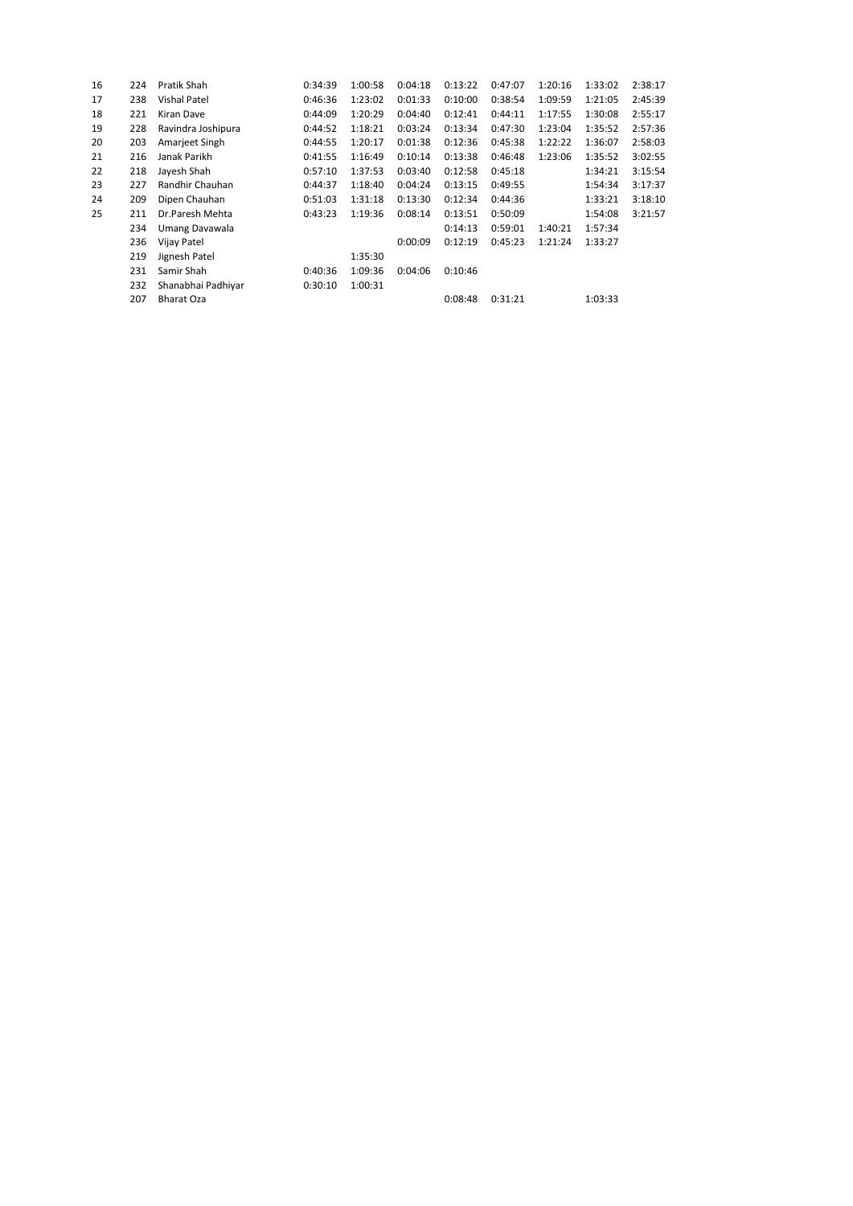| | | | | | | | | | | |
|---|---|---|---|---|---|---|---|---|---|---|
| 16 | 224 | Pratik Shah | 0:34:39 | 1:00:58 | 0:04:18 | 0:13:22 | 0:47:07 | 1:20:16 | 1:33:02 | 2:38:17 |
| 17 | 238 | Vishal Patel | 0:46:36 | 1:23:02 | 0:01:33 | 0:10:00 | 0:38:54 | 1:09:59 | 1:21:05 | 2:45:39 |
| 18 | 221 | Kiran Dave | 0:44:09 | 1:20:29 | 0:04:40 | 0:12:41 | 0:44:11 | 1:17:55 | 1:30:08 | 2:55:17 |
| 19 | 228 | Ravindra Joshipura | 0:44:52 | 1:18:21 | 0:03:24 | 0:13:34 | 0:47:30 | 1:23:04 | 1:35:52 | 2:57:36 |
| 20 | 203 | Amarjeet Singh | 0:44:55 | 1:20:17 | 0:01:38 | 0:12:36 | 0:45:38 | 1:22:22 | 1:36:07 | 2:58:03 |
| 21 | 216 | Janak Parikh | 0:41:55 | 1:16:49 | 0:10:14 | 0:13:38 | 0:46:48 | 1:23:06 | 1:35:52 | 3:02:55 |
| 22 | 218 | Jayesh Shah | 0:57:10 | 1:37:53 | 0:03:40 | 0:12:58 | 0:45:18 | | 1:34:21 | 3:15:54 |
| 23 | 227 | Randhir Chauhan | 0:44:37 | 1:18:40 | 0:04:24 | 0:13:15 | 0:49:55 | | 1:54:34 | 3:17:37 |
| 24 | 209 | Dipen Chauhan | 0:51:03 | 1:31:18 | 0:13:30 | 0:12:34 | 0:44:36 | | 1:33:21 | 3:18:10 |
| 25 | 211 | Dr.Paresh Mehta | 0:43:23 | 1:19:36 | 0:08:14 | 0:13:51 | 0:50:09 | | 1:54:08 | 3:21:57 |
| | 234 | Umang Davawala | | | | 0:14:13 | 0:59:01 | 1:40:21 | 1:57:34 | |
| | 236 | Vijay Patel | | | 0:00:09 | 0:12:19 | 0:45:23 | 1:21:24 | 1:33:27 | |
| | 219 | Jignesh Patel | | 1:35:30 | | | | | | |
| | 231 | Samir Shah | 0:40:36 | 1:09:36 | 0:04:06 | 0:10:46 | | | | |
| | 232 | Shanabhai Padhiyar | 0:30:10 | 1:00:31 | | | | | | |
| | 207 | Bharat Oza | | | | 0:08:48 | 0:31:21 | | 1:03:33 | |